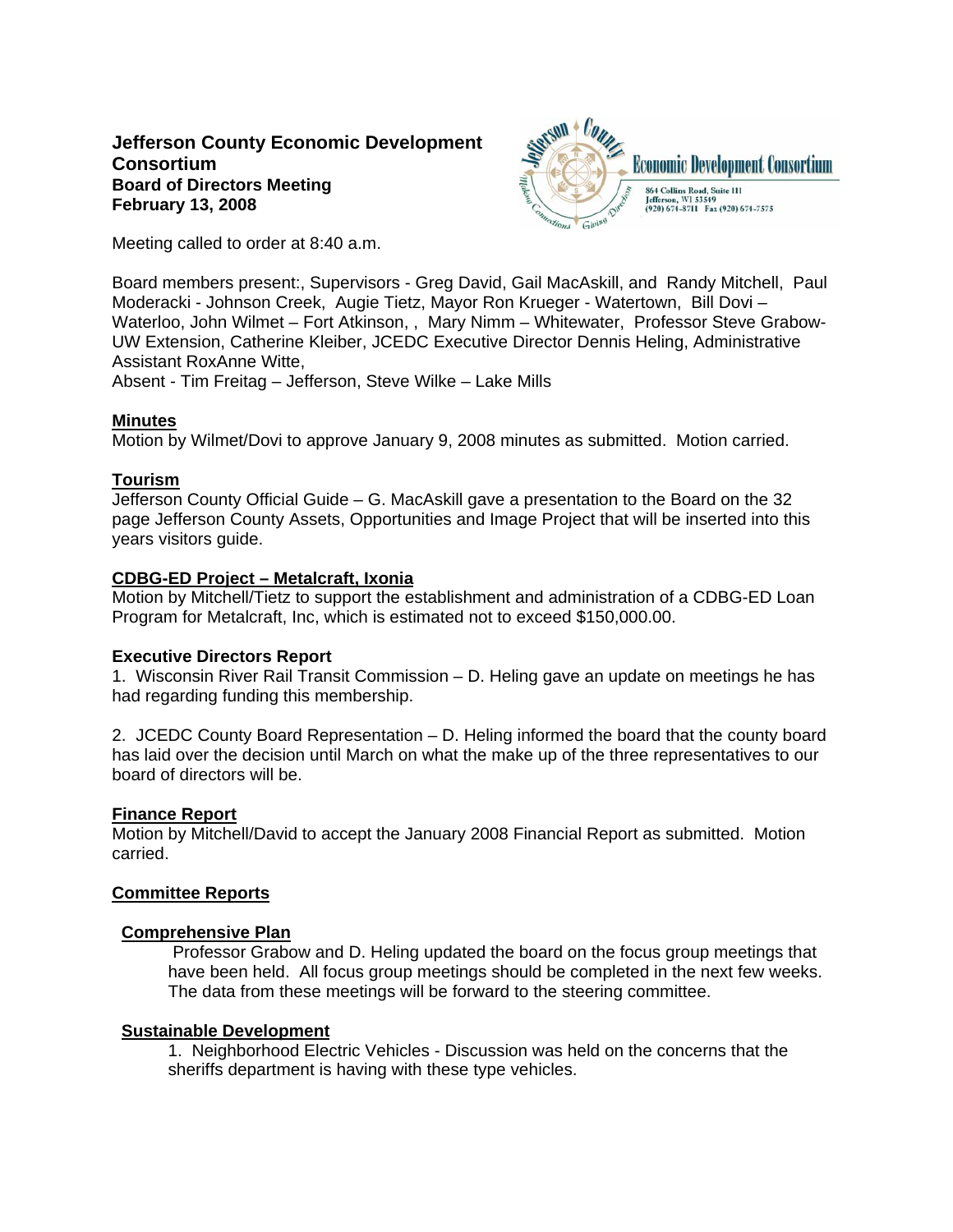**Jefferson County Economic Development Consortium**
**Board of Directors Meeting**
**February 13, 2008**

Economic Development Consortium
864 Collins Road, Suite 111
Jefferson, WI 53549
(920) 674-8711 Fax (920) 674-7575

Meeting called to order at 8:40 a.m.

Board members present:, Supervisors - Greg David, Gail MacAskill, and Randy Mitchell, Paul Moderacki - Johnson Creek, Augie Tietz, Mayor Ron Krueger - Watertown, Bill Dovi – Waterloo, John Wilmet – Fort Atkinson, , Mary Nimm – Whitewater, Professor Steve Grabow-UW Extension, Catherine Kleiber, JCEDC Executive Director Dennis Heling, Administrative Assistant RoxAnne Witte,
Absent - Tim Freitag – Jefferson, Steve Wilke – Lake Mills

**Minutes**
Motion by Wilmet/Dovi to approve January 9, 2008 minutes as submitted. Motion carried.

**Tourism**
Jefferson County Official Guide – G. MacAskill gave a presentation to the Board on the 32 page Jefferson County Assets, Opportunities and Image Project that will be inserted into this years visitors guide.

**CDBG-ED Project – Metalcraft, Ixonia**
Motion by Mitchell/Tietz to support the establishment and administration of a CDBG-ED Loan Program for Metalcraft, Inc, which is estimated not to exceed $150,000.00.

**Executive Directors Report**
1. Wisconsin River Rail Transit Commission – D. Heling gave an update on meetings he has had regarding funding this membership.

2. JCEDC County Board Representation – D. Heling informed the board that the county board has laid over the decision until March on what the make up of the three representatives to our board of directors will be.

**Finance Report**
Motion by Mitchell/David to accept the January 2008 Financial Report as submitted. Motion carried.

**Committee Reports**

**Comprehensive Plan**
Professor Grabow and D. Heling updated the board on the focus group meetings that have been held. All focus group meetings should be completed in the next few weeks. The data from these meetings will be forward to the steering committee.

**Sustainable Development**
1. Neighborhood Electric Vehicles - Discussion was held on the concerns that the sheriffs department is having with these type vehicles.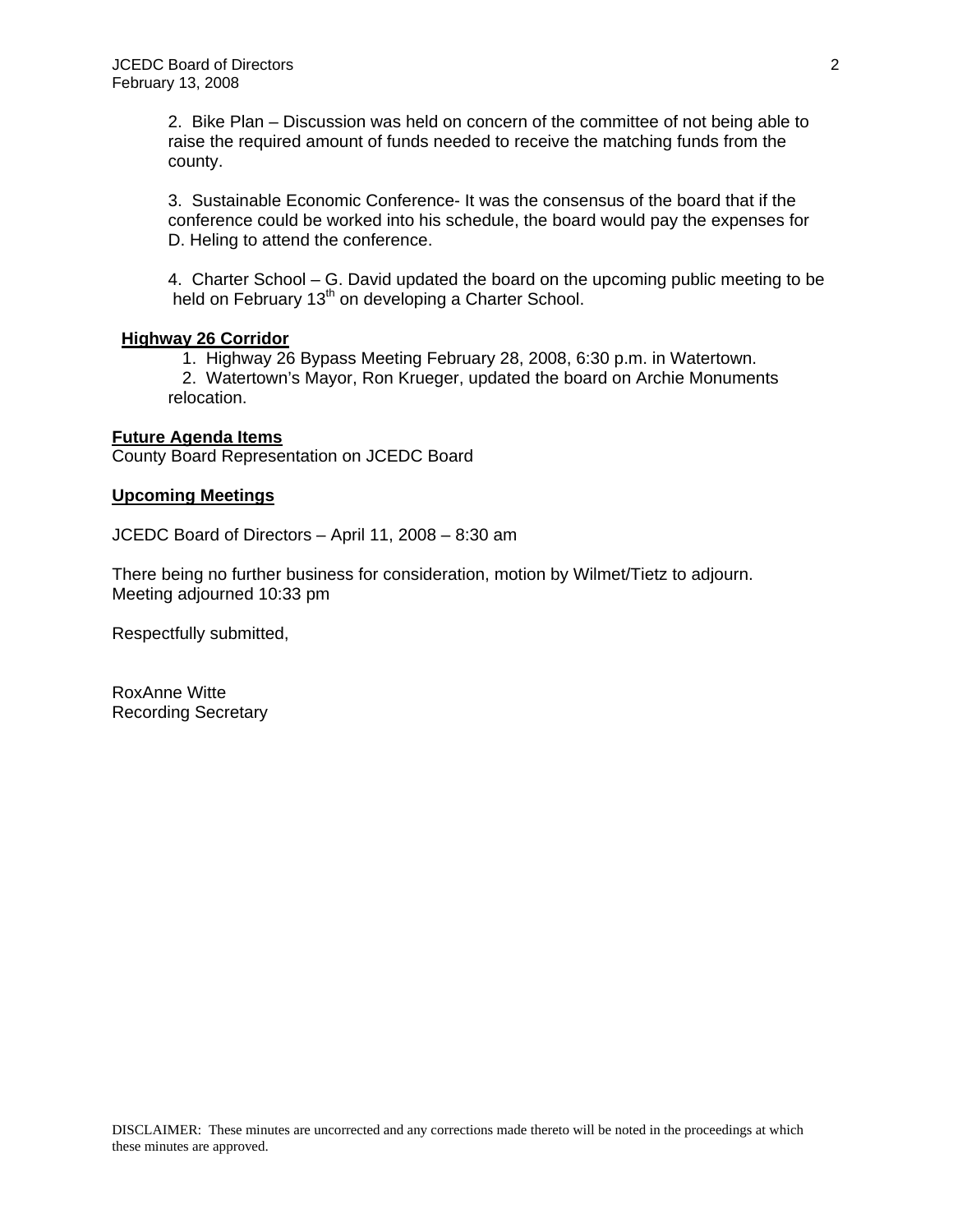2. Bike Plan – Discussion was held on concern of the committee of not being able to raise the required amount of funds needed to receive the matching funds from the county.

3. Sustainable Economic Conference- It was the consensus of the board that if the conference could be worked into his schedule, the board would pay the expenses for D. Heling to attend the conference.

4. Charter School – G. David updated the board on the upcoming public meeting to be held on February 13th on developing a Charter School.

**Highway 26 Corridor**

1. Highway 26 Bypass Meeting February 28, 2008, 6:30 p.m. in Watertown.
2. Watertown's Mayor, Ron Krueger, updated the board on Archie Monuments relocation.

**Future Agenda Items**

County Board Representation on JCEDC Board

**Upcoming Meetings**

JCEDC Board of Directors – April 11, 2008 – 8:30 am

There being no further business for consideration, motion by Wilmet/Tietz to adjourn. Meeting adjourned 10:33 pm

Respectfully submitted,

RoxAnne Witte
Recording Secretary

DISCLAIMER: These minutes are uncorrected and any corrections made thereto will be noted in the proceedings at which these minutes are approved.